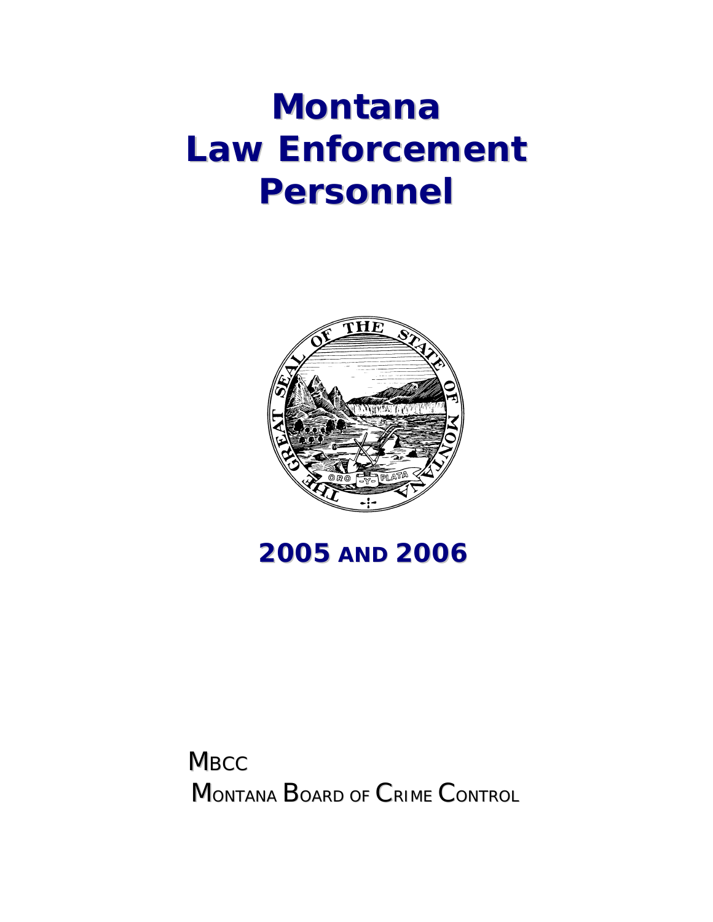# Montana Law Enforcement Personnel

## 2005 AND 2006

MBCC

MONTANA BOARD OF CRIME CONTROL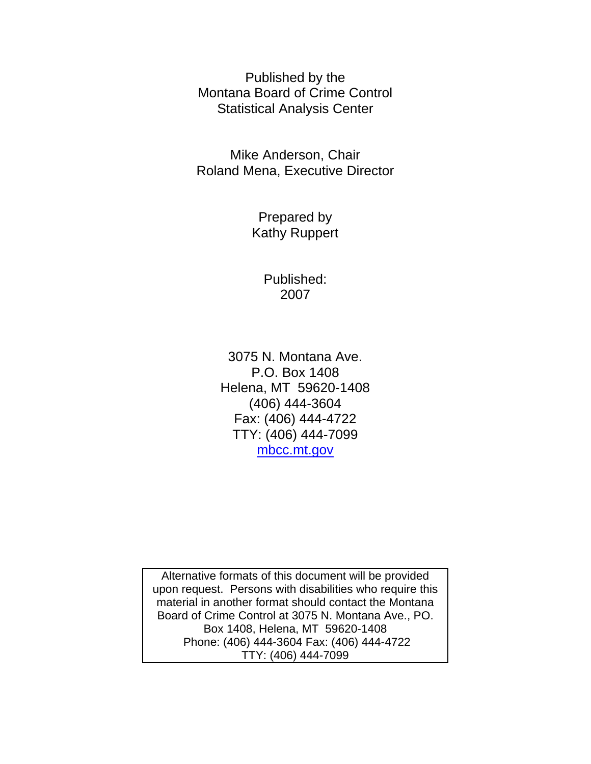Published by the
Montana Board of Crime Control
Statistical Analysis Center

Mike Anderson, Chair
Roland Mena, Executive Director

Prepared by
Kathy Ruppert

Published:
2007

3075 N. Montana Ave.
P.O. Box 1408
Helena, MT  59620-1408
(406) 444-3604
Fax: (406) 444-4722
TTY: (406) 444-7099
mbcc.mt.gov

Alternative formats of this document will be provided upon request. Persons with disabilities who require this material in another format should contact the Montana Board of Crime Control at 3075 N. Montana Ave., PO. Box 1408, Helena, MT  59620-1408
Phone: (406) 444-3604 Fax: (406) 444-4722
TTY: (406) 444-7099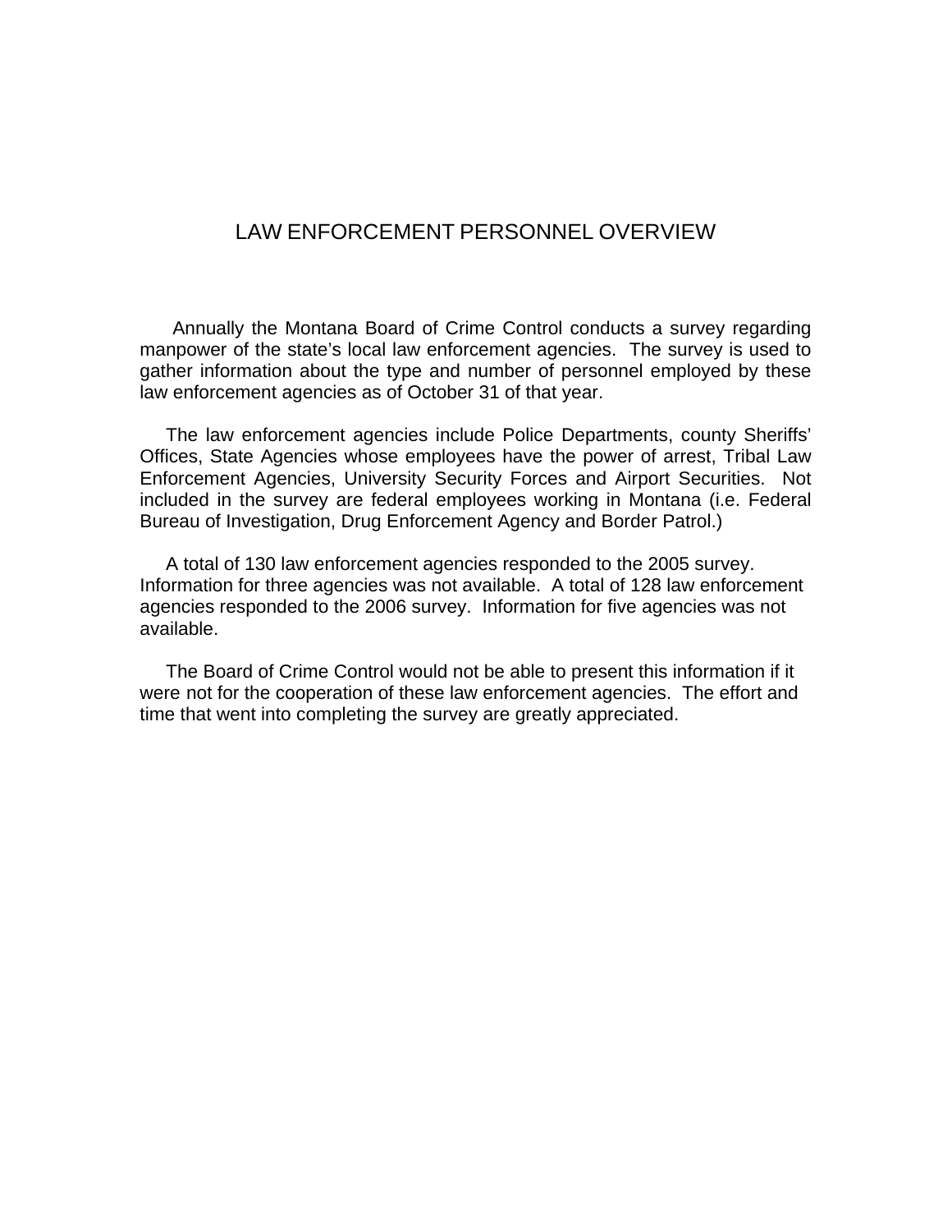# LAW ENFORCEMENT PERSONNEL OVERVIEW

Annually the Montana Board of Crime Control conducts a survey regarding manpower of the state's local law enforcement agencies. The survey is used to gather information about the type and number of personnel employed by these law enforcement agencies as of October 31 of that year.

The law enforcement agencies include Police Departments, county Sheriffs' Offices, State Agencies whose employees have the power of arrest, Tribal Law Enforcement Agencies, University Security Forces and Airport Securities. Not included in the survey are federal employees working in Montana (i.e. Federal Bureau of Investigation, Drug Enforcement Agency and Border Patrol.)

A total of 130 law enforcement agencies responded to the 2005 survey. Information for three agencies was not available. A total of 128 law enforcement agencies responded to the 2006 survey. Information for five agencies was not available.

The Board of Crime Control would not be able to present this information if it were not for the cooperation of these law enforcement agencies. The effort and time that went into completing the survey are greatly appreciated.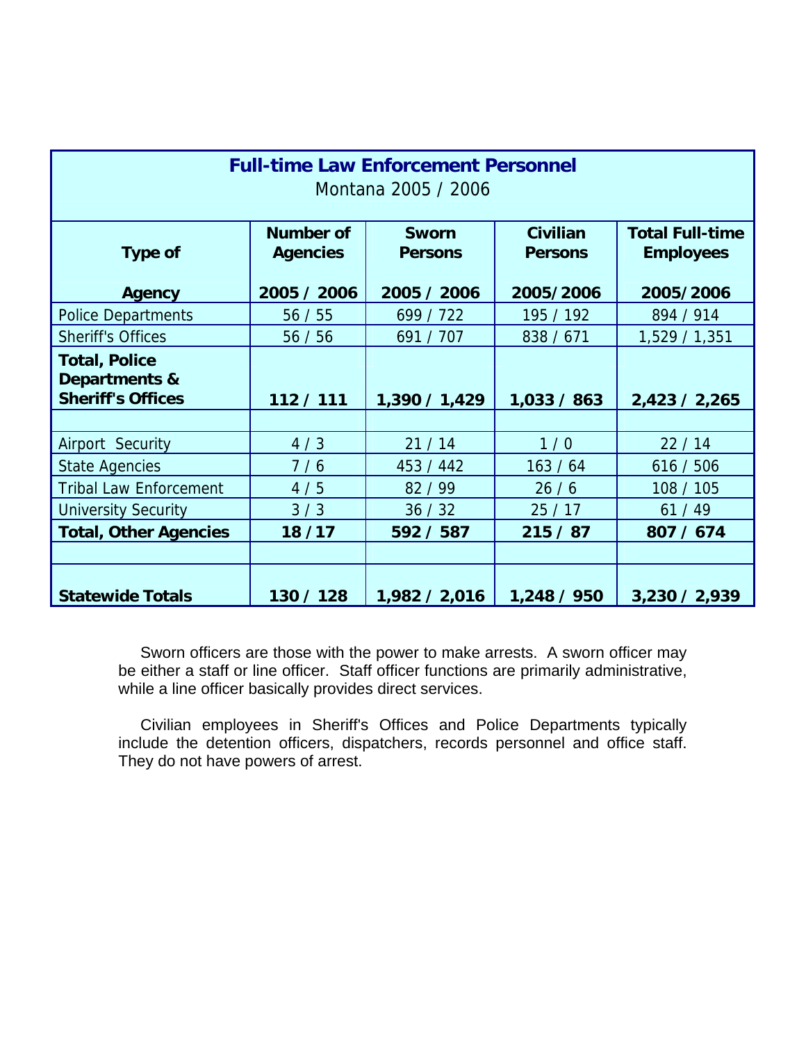## Full-time Law Enforcement Personnel

Montana 2005 / 2006

| Type of Agency | Number of Agencies 2005 / 2006 | Sworn Persons 2005 / 2006 | Civilian Persons 2005/2006 | Total Full-time Employees 2005/2006 |
|---|---|---|---|---|
| Police Departments | 56 / 55 | 699 / 722 | 195 / 192 | 894 / 914 |
| Sheriff's Offices | 56 / 56 | 691 / 707 | 838 / 671 | 1,529 / 1,351 |
| **Total, Police Departments & Sheriff's Offices** | **112 / 111** | **1,390 / 1,429** | **1,033 / 863** | **2,423 / 2,265** |
| | | | | |
| Airport Security | 4 / 3 | 21 / 14 | 1 / 0 | 22 / 14 |
| State Agencies | 7 / 6 | 453 / 442 | 163 / 64 | 616 / 506 |
| Tribal Law Enforcement | 4 / 5 | 82 / 99 | 26 / 6 | 108 / 105 |
| University Security | 3 / 3 | 36 / 32 | 25 / 17 | 61 / 49 |
| **Total, Other Agencies** | **18 / 17** | **592 / 587** | **215 / 87** | **807 / 674** |
| | | | | |
| **Statewide Totals** | **130 / 128** | **1,982 / 2,016** | **1,248 / 950** | **3,230 / 2,939** |

Sworn officers are those with the power to make arrests. A sworn officer may be either a staff or line officer. Staff officer functions are primarily administrative, while a line officer basically provides direct services.

Civilian employees in Sheriff's Offices and Police Departments typically include the detention officers, dispatchers, records personnel and office staff. They do not have powers of arrest.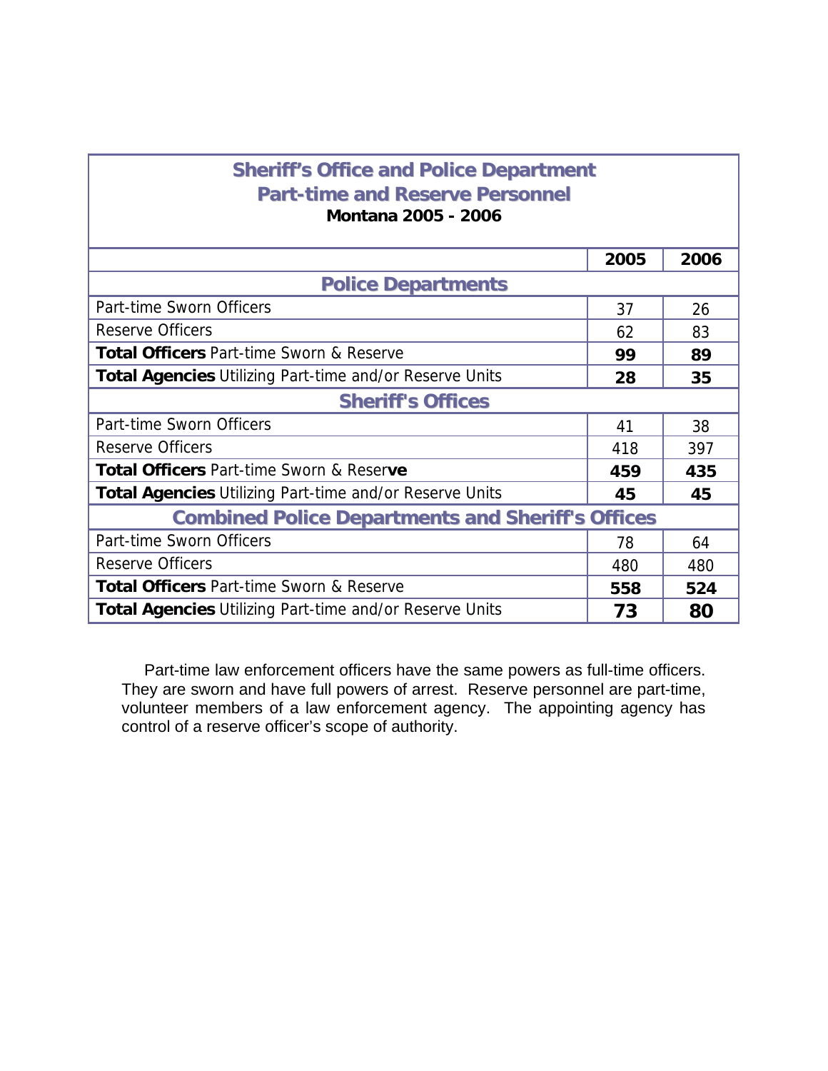## Sheriff's Office and Police Department Part-time and Reserve Personnel

**Montana 2005 - 2006**

| | 2005 | 2006 |
|---|---|---|
| **Police Departments** | | |
| Part-time Sworn Officers | 37 | 26 |
| Reserve Officers | 62 | 83 |
| **Total Officers** Part-time Sworn & Reserve | **99** | **89** |
| **Total Agencies** Utilizing Part-time and/or Reserve Units | **28** | **35** |
| **Sheriff's Offices** | | |
| Part-time Sworn Officers | 41 | 38 |
| Reserve Officers | 418 | 397 |
| **Total Officers** Part-time Sworn & Reserve | **459** | **435** |
| **Total Agencies** Utilizing Part-time and/or Reserve Units | **45** | **45** |
| **Combined Police Departments and Sheriff's Offices** | | |
| Part-time Sworn Officers | 78 | 64 |
| Reserve Officers | 480 | 480 |
| **Total Officers** Part-time Sworn & Reserve | **558** | **524** |
| **Total Agencies** Utilizing Part-time and/or Reserve Units | **73** | **80** |

Part-time law enforcement officers have the same powers as full-time officers. They are sworn and have full powers of arrest. Reserve personnel are part-time, volunteer members of a law enforcement agency. The appointing agency has control of a reserve officer's scope of authority.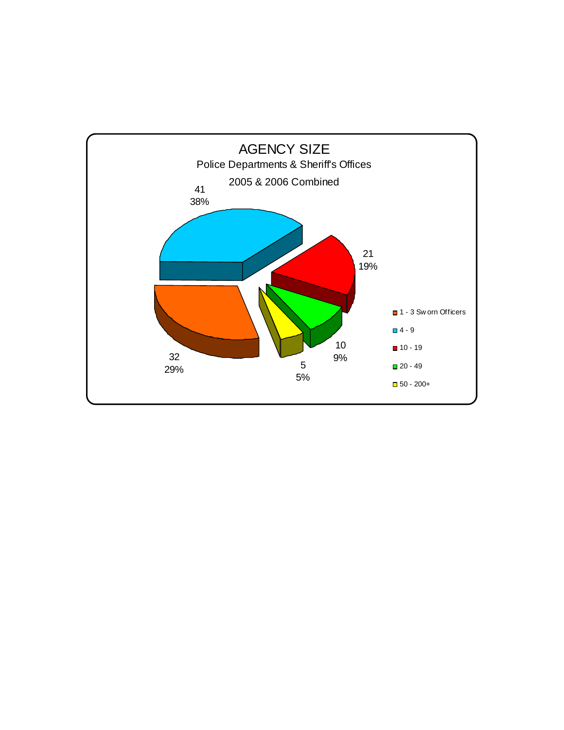# AGENCY SIZE

Police Departments & Sheriff's Offices

2005 & 2006 Combined

| Agency Size | Count | Percent |
|---|---|---|
| 1 - 3 Sworn Officers | 32 | 29% |
| 4 - 9 | 41 | 38% |
| 10 - 19 | 21 | 19% |
| 20 - 49 | 10 | 9% |
| 50 - 200+ | 5 | 5% |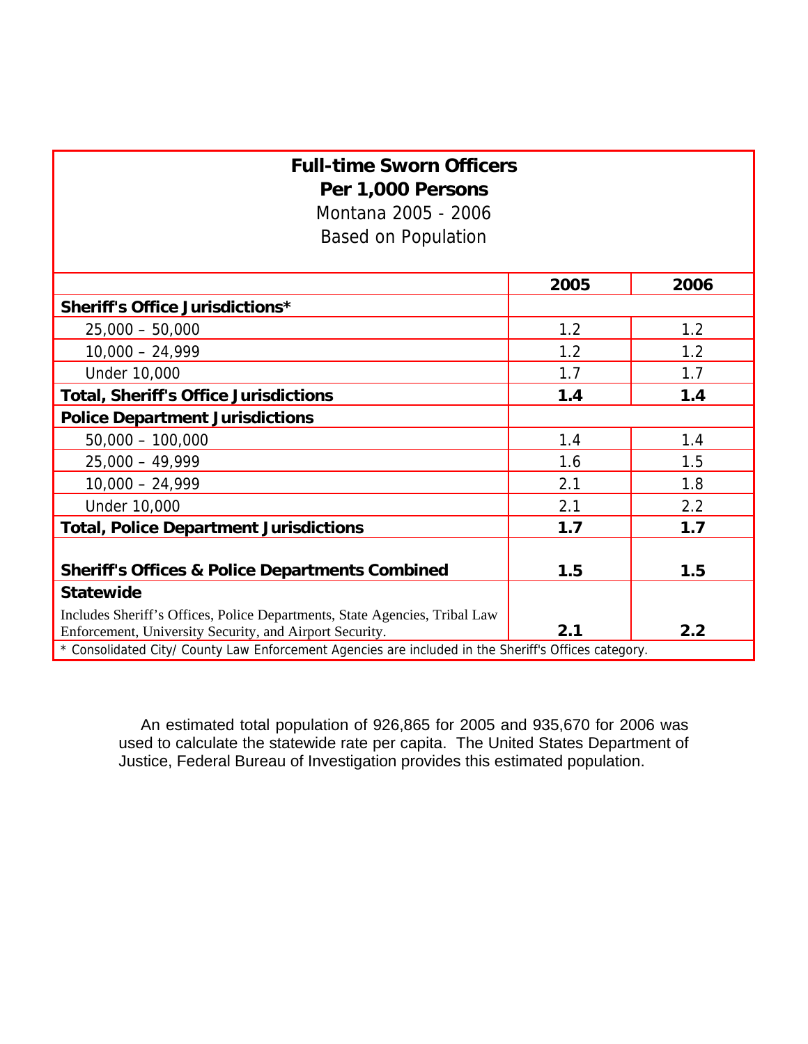## Full-time Sworn Officers Per 1,000 Persons

Montana 2005 - 2006

Based on Population

| | 2005 | 2006 |
|---|---|---|
| **Sheriff's Office Jurisdictions*** | | |
| 25,000 – 50,000 | 1.2 | 1.2 |
| 10,000 – 24,999 | 1.2 | 1.2 |
| Under 10,000 | 1.7 | 1.7 |
| **Total, Sheriff's Office Jurisdictions** | **1.4** | **1.4** |
| **Police Department Jurisdictions** | | |
| 50,000 – 100,000 | 1.4 | 1.4 |
| 25,000 – 49,999 | 1.6 | 1.5 |
| 10,000 – 24,999 | 2.1 | 1.8 |
| Under 10,000 | 2.1 | 2.2 |
| **Total, Police Department Jurisdictions** | **1.7** | **1.7** |
| **Sheriff's Offices & Police Departments Combined** | **1.5** | **1.5** |
| **Statewide** Includes Sheriff's Offices, Police Departments, State Agencies, Tribal Law Enforcement, University Security, and Airport Security. | **2.1** | **2.2** |

* Consolidated City/ County Law Enforcement Agencies are included in the Sheriff's Offices category.

An estimated total population of 926,865 for 2005 and 935,670 for 2006 was used to calculate the statewide rate per capita. The United States Department of Justice, Federal Bureau of Investigation provides this estimated population.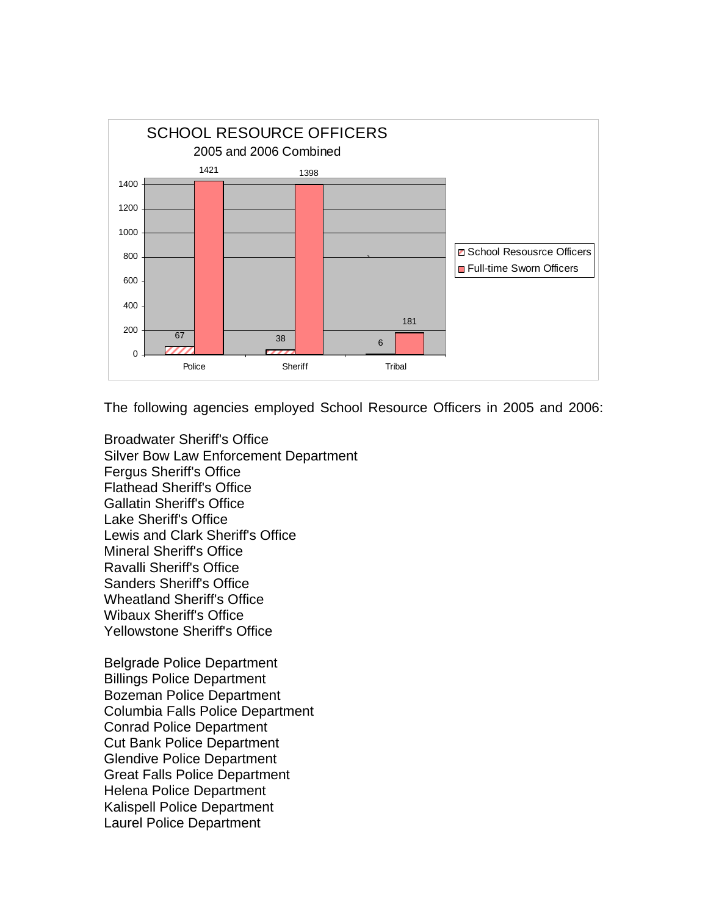SCHOOL RESOURCE OFFICERS

2005 and 2006 Combined

| | School Resousrce Officers | Full-time Sworn Officers |
|---|---|---|
| Police | 67 | 1421 |
| Sheriff | 38 | 1398 |
| Tribal | 6 | 181 |

The following agencies employed School Resource Officers in 2005 and 2006:

Broadwater Sheriff's Office
Silver Bow Law Enforcement Department
Fergus Sheriff's Office
Flathead Sheriff's Office
Gallatin Sheriff's Office
Lake Sheriff's Office
Lewis and Clark Sheriff's Office
Mineral Sheriff's Office
Ravalli Sheriff's Office
Sanders Sheriff's Office
Wheatland Sheriff's Office
Wibaux Sheriff's Office
Yellowstone Sheriff's Office

Belgrade Police Department
Billings Police Department
Bozeman Police Department
Columbia Falls Police Department
Conrad Police Department
Cut Bank Police Department
Glendive Police Department
Great Falls Police Department
Helena Police Department
Kalispell Police Department
Laurel Police Department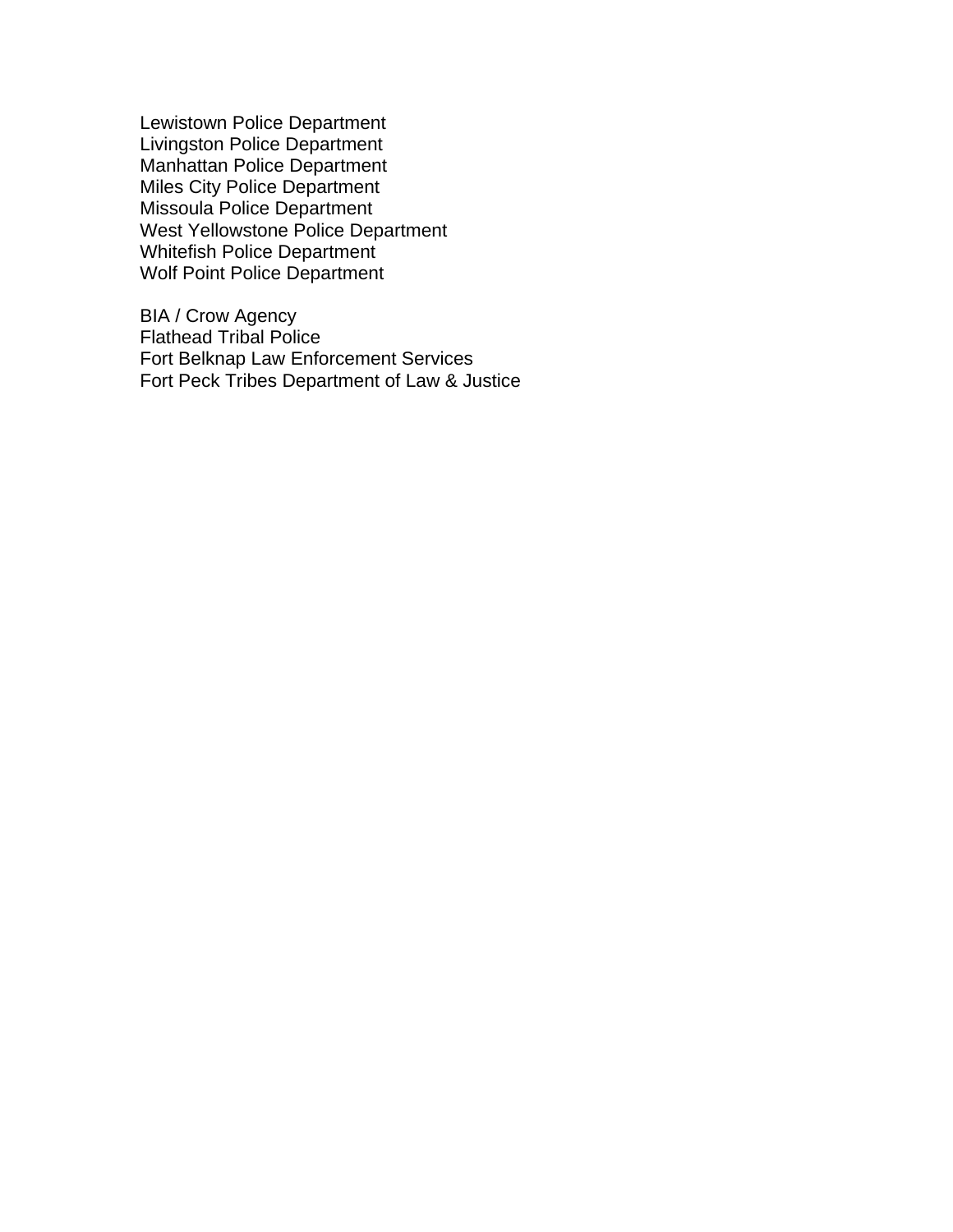Lewistown Police Department
Livingston Police Department
Manhattan Police Department
Miles City Police Department
Missoula Police Department
West Yellowstone Police Department
Whitefish Police Department
Wolf Point Police Department

BIA / Crow Agency
Flathead Tribal Police
Fort Belknap Law Enforcement Services
Fort Peck Tribes Department of Law & Justice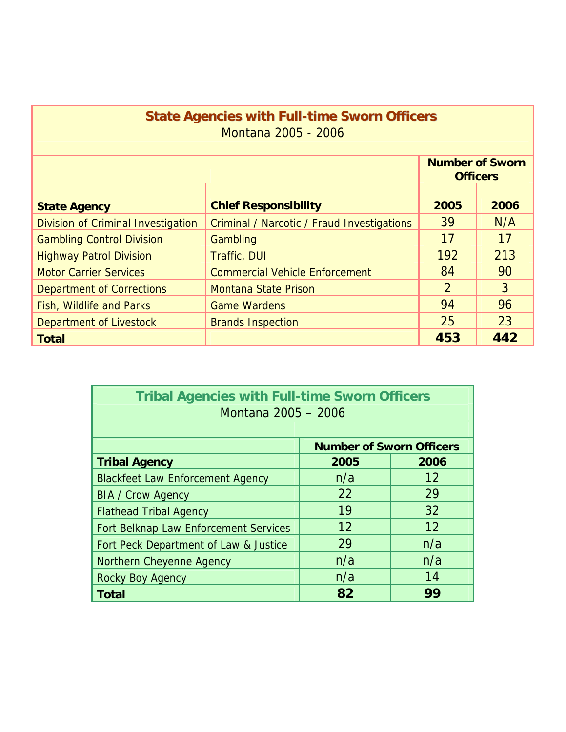## State Agencies with Full-time Sworn Officers

Montana 2005 - 2006

| State Agency | Chief Responsibility | Number of Sworn Officers 2005 | 2006 |
|---|---|---|---|
| Division of Criminal Investigation | Criminal / Narcotic / Fraud Investigations | 39 | N/A |
| Gambling Control Division | Gambling | 17 | 17 |
| Highway Patrol Division | Traffic, DUI | 192 | 213 |
| Motor Carrier Services | Commercial Vehicle Enforcement | 84 | 90 |
| Department of Corrections | Montana State Prison | 2 | 3 |
| Fish, Wildlife and Parks | Game Wardens | 94 | 96 |
| Department of Livestock | Brands Inspection | 25 | 23 |
| **Total** | | **453** | **442** |

## Tribal Agencies with Full-time Sworn Officers

Montana 2005 – 2006

| Tribal Agency | Number of Sworn Officers 2005 | 2006 |
|---|---|---|
| Blackfeet Law Enforcement Agency | n/a | 12 |
| BIA / Crow Agency | 22 | 29 |
| Flathead Tribal Agency | 19 | 32 |
| Fort Belknap Law Enforcement Services | 12 | 12 |
| Fort Peck Department of Law & Justice | 29 | n/a |
| Northern Cheyenne Agency | n/a | n/a |
| Rocky Boy Agency | n/a | 14 |
| **Total** | **82** | **99** |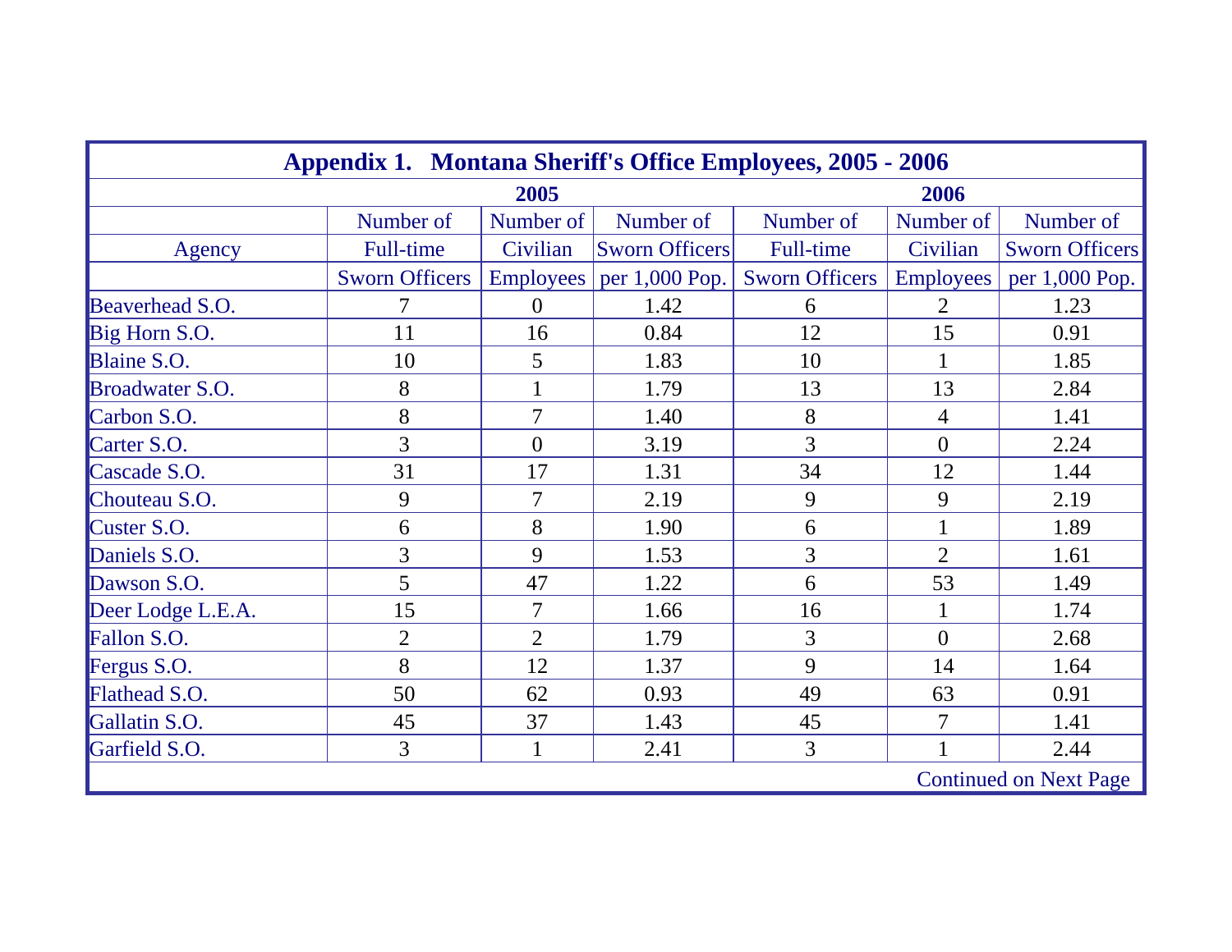## Appendix 1. Montana Sheriff's Office Employees, 2005 - 2006

| Agency | 2005 | | | 2006 | | |
|---|---|---|---|---|---|---|
| | Number of Full-time Sworn Officers | Number of Civilian Employees | Number of Sworn Officers per 1,000 Pop. | Number of Full-time Sworn Officers | Number of Civilian Employees | Number of Sworn Officers per 1,000 Pop. |
| Beaverhead S.O. | 7 | 0 | 1.42 | 6 | 2 | 1.23 |
| Big Horn S.O. | 11 | 16 | 0.84 | 12 | 15 | 0.91 |
| Blaine S.O. | 10 | 5 | 1.83 | 10 | 1 | 1.85 |
| Broadwater S.O. | 8 | 1 | 1.79 | 13 | 13 | 2.84 |
| Carbon S.O. | 8 | 7 | 1.40 | 8 | 4 | 1.41 |
| Carter S.O. | 3 | 0 | 3.19 | 3 | 0 | 2.24 |
| Cascade S.O. | 31 | 17 | 1.31 | 34 | 12 | 1.44 |
| Chouteau S.O. | 9 | 7 | 2.19 | 9 | 9 | 2.19 |
| Custer S.O. | 6 | 8 | 1.90 | 6 | 1 | 1.89 |
| Daniels S.O. | 3 | 9 | 1.53 | 3 | 2 | 1.61 |
| Dawson S.O. | 5 | 47 | 1.22 | 6 | 53 | 1.49 |
| Deer Lodge L.E.A. | 15 | 7 | 1.66 | 16 | 1 | 1.74 |
| Fallon S.O. | 2 | 2 | 1.79 | 3 | 0 | 2.68 |
| Fergus S.O. | 8 | 12 | 1.37 | 9 | 14 | 1.64 |
| Flathead S.O. | 50 | 62 | 0.93 | 49 | 63 | 0.91 |
| Gallatin S.O. | 45 | 37 | 1.43 | 45 | 7 | 1.41 |
| Garfield S.O. | 3 | 1 | 2.41 | 3 | 1 | 2.44 |

Continued on Next Page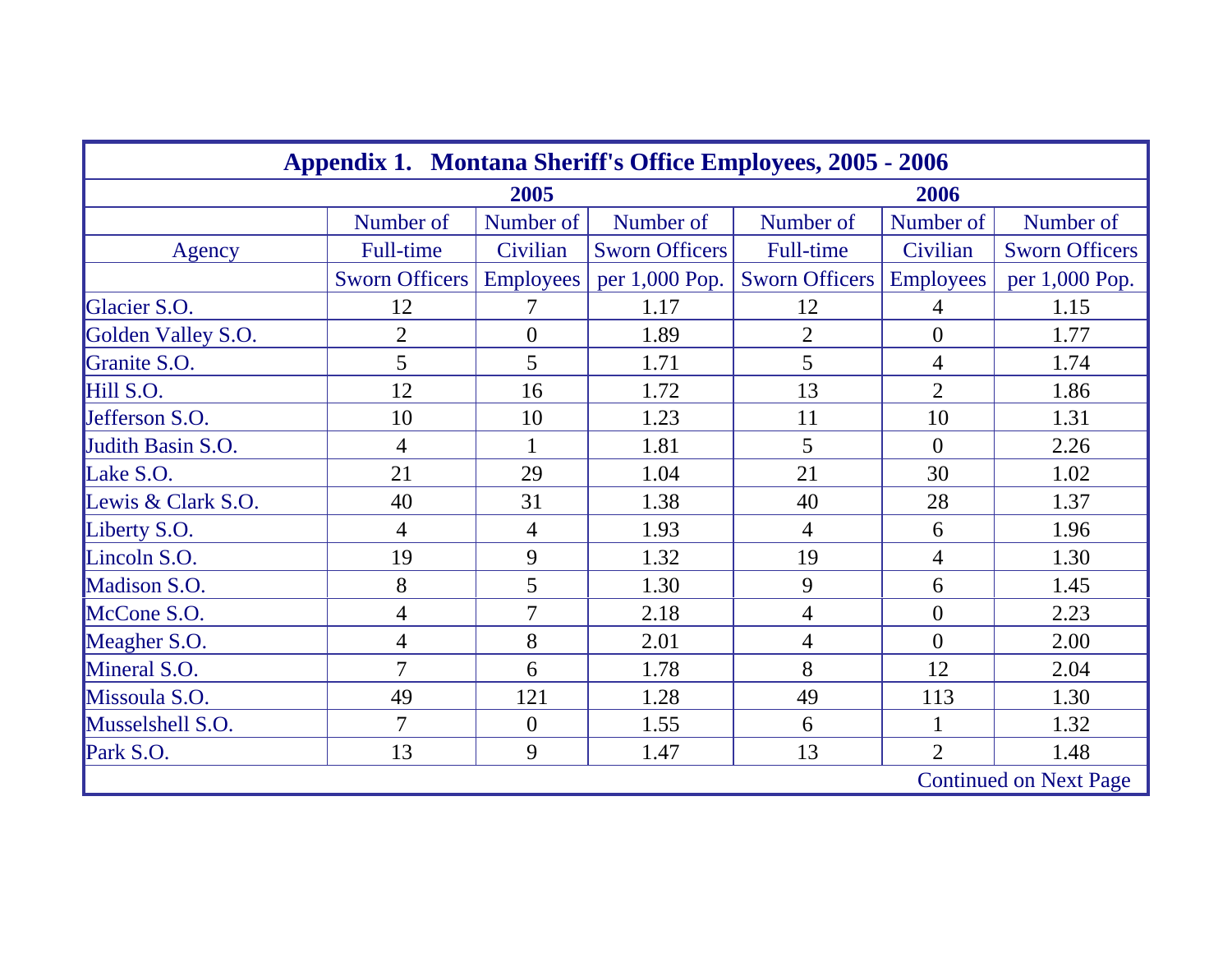| Appendix 1. Montana Sheriff's Office Employees, 2005 - 2006 | | | | | | |
|---|---|---|---|---|---|---|
| | 2005 | | | 2006 | | |
| Agency | Number of Full-time Sworn Officers | Number of Civilian Employees | Number of Sworn Officers per 1,000 Pop. | Number of Full-time Sworn Officers | Number of Civilian Employees | Number of Sworn Officers per 1,000 Pop. |
| Glacier S.O. | 12 | 7 | 1.17 | 12 | 4 | 1.15 |
| Golden Valley S.O. | 2 | 0 | 1.89 | 2 | 0 | 1.77 |
| Granite S.O. | 5 | 5 | 1.71 | 5 | 4 | 1.74 |
| Hill S.O. | 12 | 16 | 1.72 | 13 | 2 | 1.86 |
| Jefferson S.O. | 10 | 10 | 1.23 | 11 | 10 | 1.31 |
| Judith Basin S.O. | 4 | 1 | 1.81 | 5 | 0 | 2.26 |
| Lake S.O. | 21 | 29 | 1.04 | 21 | 30 | 1.02 |
| Lewis & Clark S.O. | 40 | 31 | 1.38 | 40 | 28 | 1.37 |
| Liberty S.O. | 4 | 4 | 1.93 | 4 | 6 | 1.96 |
| Lincoln S.O. | 19 | 9 | 1.32 | 19 | 4 | 1.30 |
| Madison S.O. | 8 | 5 | 1.30 | 9 | 6 | 1.45 |
| McCone S.O. | 4 | 7 | 2.18 | 4 | 0 | 2.23 |
| Meagher S.O. | 4 | 8 | 2.01 | 4 | 0 | 2.00 |
| Mineral S.O. | 7 | 6 | 1.78 | 8 | 12 | 2.04 |
| Missoula S.O. | 49 | 121 | 1.28 | 49 | 113 | 1.30 |
| Musselshell S.O. | 7 | 0 | 1.55 | 6 | 1 | 1.32 |
| Park S.O. | 13 | 9 | 1.47 | 13 | 2 | 1.48 |

Continued on Next Page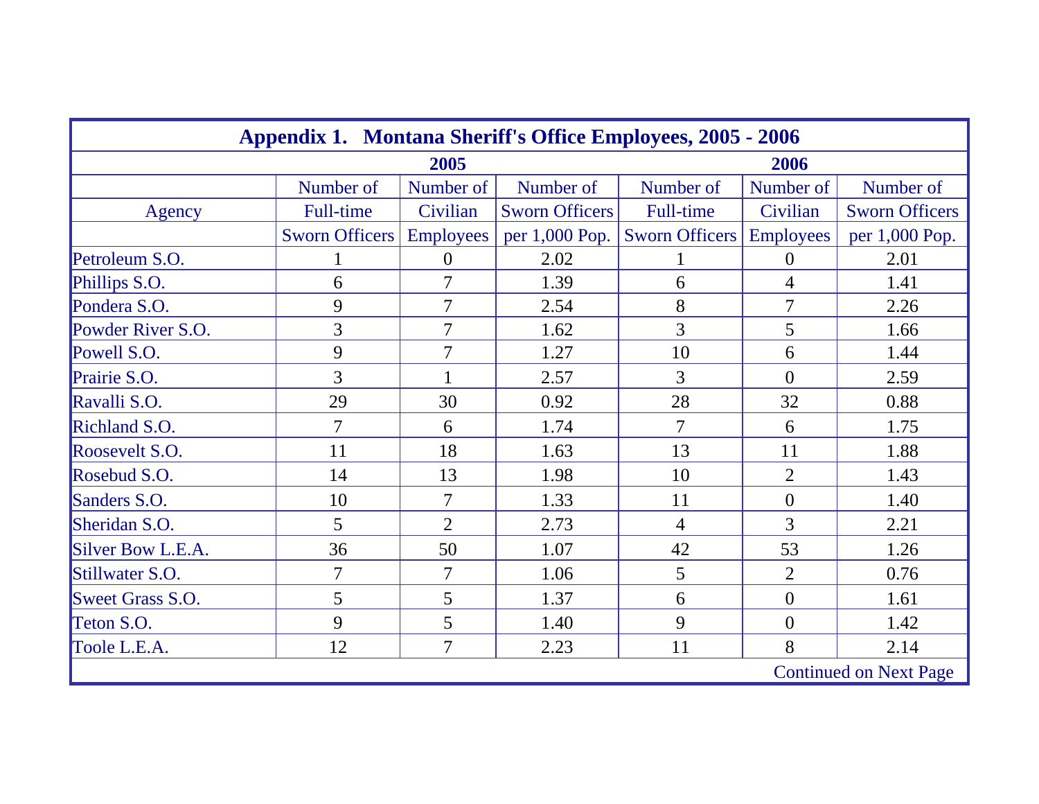## Appendix 1. Montana Sheriff's Office Employees, 2005 - 2006

| | 2005 | | | 2006 | | |
|---|---|---|---|---|---|---|
| Agency | Number of Full-time Sworn Officers | Number of Civilian Employees | Number of Sworn Officers per 1,000 Pop. | Number of Full-time Sworn Officers | Number of Civilian Employees | Number of Sworn Officers per 1,000 Pop. |
| Petroleum S.O. | 1 | 0 | 2.02 | 1 | 0 | 2.01 |
| Phillips S.O. | 6 | 7 | 1.39 | 6 | 4 | 1.41 |
| Pondera S.O. | 9 | 7 | 2.54 | 8 | 7 | 2.26 |
| Powder River S.O. | 3 | 7 | 1.62 | 3 | 5 | 1.66 |
| Powell S.O. | 9 | 7 | 1.27 | 10 | 6 | 1.44 |
| Prairie S.O. | 3 | 1 | 2.57 | 3 | 0 | 2.59 |
| Ravalli S.O. | 29 | 30 | 0.92 | 28 | 32 | 0.88 |
| Richland S.O. | 7 | 6 | 1.74 | 7 | 6 | 1.75 |
| Roosevelt S.O. | 11 | 18 | 1.63 | 13 | 11 | 1.88 |
| Rosebud S.O. | 14 | 13 | 1.98 | 10 | 2 | 1.43 |
| Sanders S.O. | 10 | 7 | 1.33 | 11 | 0 | 1.40 |
| Sheridan S.O. | 5 | 2 | 2.73 | 4 | 3 | 2.21 |
| Silver Bow L.E.A. | 36 | 50 | 1.07 | 42 | 53 | 1.26 |
| Stillwater S.O. | 7 | 7 | 1.06 | 5 | 2 | 0.76 |
| Sweet Grass S.O. | 5 | 5 | 1.37 | 6 | 0 | 1.61 |
| Teton S.O. | 9 | 5 | 1.40 | 9 | 0 | 1.42 |
| Toole L.E.A. | 12 | 7 | 2.23 | 11 | 8 | 2.14 |

Continued on Next Page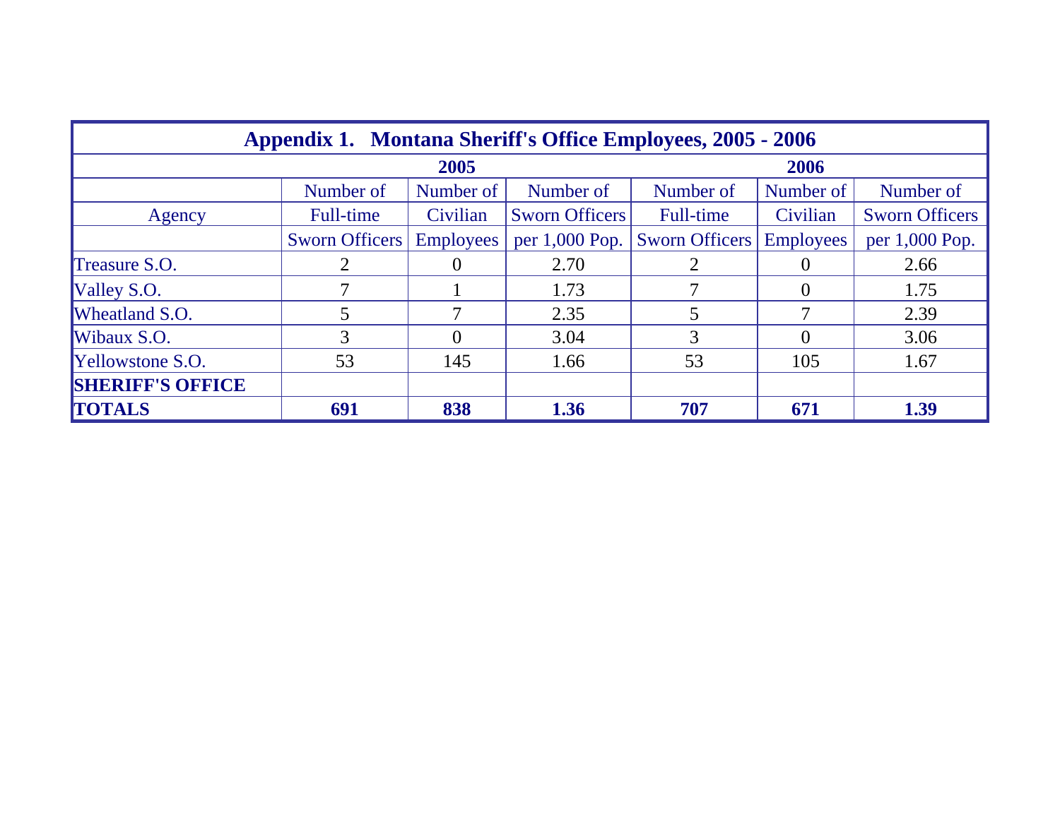| Appendix 1. Montana Sheriff's Office Employees, 2005 - 2006 | | | | | | |
|---|---|---|---|---|---|---|
| | **2005** | | | **2006** | | |
| Agency | Number of Full-time Sworn Officers | Number of Civilian Employees | Number of Sworn Officers per 1,000 Pop. | Number of Full-time Sworn Officers | Number of Civilian Employees | Number of Sworn Officers per 1,000 Pop. |
| Treasure S.O. | 2 | 0 | 2.70 | 2 | 0 | 2.66 |
| Valley S.O. | 7 | 1 | 1.73 | 7 | 0 | 1.75 |
| Wheatland S.O. | 5 | 7 | 2.35 | 5 | 7 | 2.39 |
| Wibaux S.O. | 3 | 0 | 3.04 | 3 | 0 | 3.06 |
| Yellowstone S.O. | 53 | 145 | 1.66 | 53 | 105 | 1.67 |
| **SHERIFF'S OFFICE** | | | | | | |
| **TOTALS** | **691** | **838** | **1.36** | **707** | **671** | **1.39** |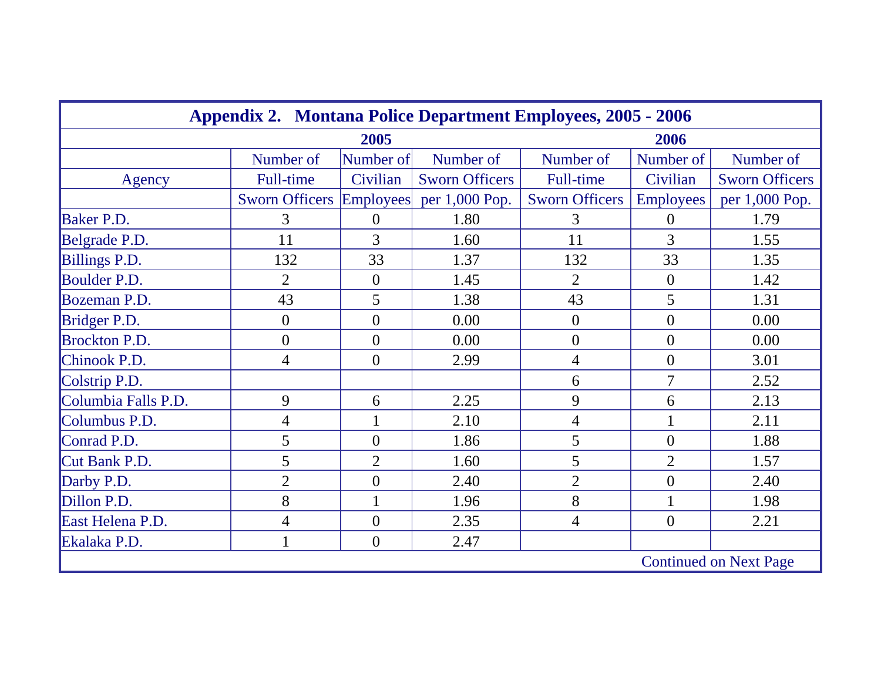**Appendix 2. Montana Police Department Employees, 2005 - 2006**

| Agency | 2005 Number of Full-time Sworn Officers | 2005 Number of Civilian Employees | 2005 Number of Sworn Officers per 1,000 Pop. | 2006 Number of Full-time Sworn Officers | 2006 Number of Civilian Employees | 2006 Number of Sworn Officers per 1,000 Pop. |
|---|---|---|---|---|---|---|
| Baker P.D. | 3 | 0 | 1.80 | 3 | 0 | 1.79 |
| Belgrade P.D. | 11 | 3 | 1.60 | 11 | 3 | 1.55 |
| Billings P.D. | 132 | 33 | 1.37 | 132 | 33 | 1.35 |
| Boulder P.D. | 2 | 0 | 1.45 | 2 | 0 | 1.42 |
| Bozeman P.D. | 43 | 5 | 1.38 | 43 | 5 | 1.31 |
| Bridger P.D. | 0 | 0 | 0.00 | 0 | 0 | 0.00 |
| Brockton P.D. | 0 | 0 | 0.00 | 0 | 0 | 0.00 |
| Chinook P.D. | 4 | 0 | 2.99 | 4 | 0 | 3.01 |
| Colstrip P.D. | | | | 6 | 7 | 2.52 |
| Columbia Falls P.D. | 9 | 6 | 2.25 | 9 | 6 | 2.13 |
| Columbus P.D. | 4 | 1 | 2.10 | 4 | 1 | 2.11 |
| Conrad P.D. | 5 | 0 | 1.86 | 5 | 0 | 1.88 |
| Cut Bank P.D. | 5 | 2 | 1.60 | 5 | 2 | 1.57 |
| Darby P.D. | 2 | 0 | 2.40 | 2 | 0 | 2.40 |
| Dillon P.D. | 8 | 1 | 1.96 | 8 | 1 | 1.98 |
| East Helena P.D. | 4 | 0 | 2.35 | 4 | 0 | 2.21 |
| Ekalaka P.D. | 1 | 0 | 2.47 | | | |

Continued on Next Page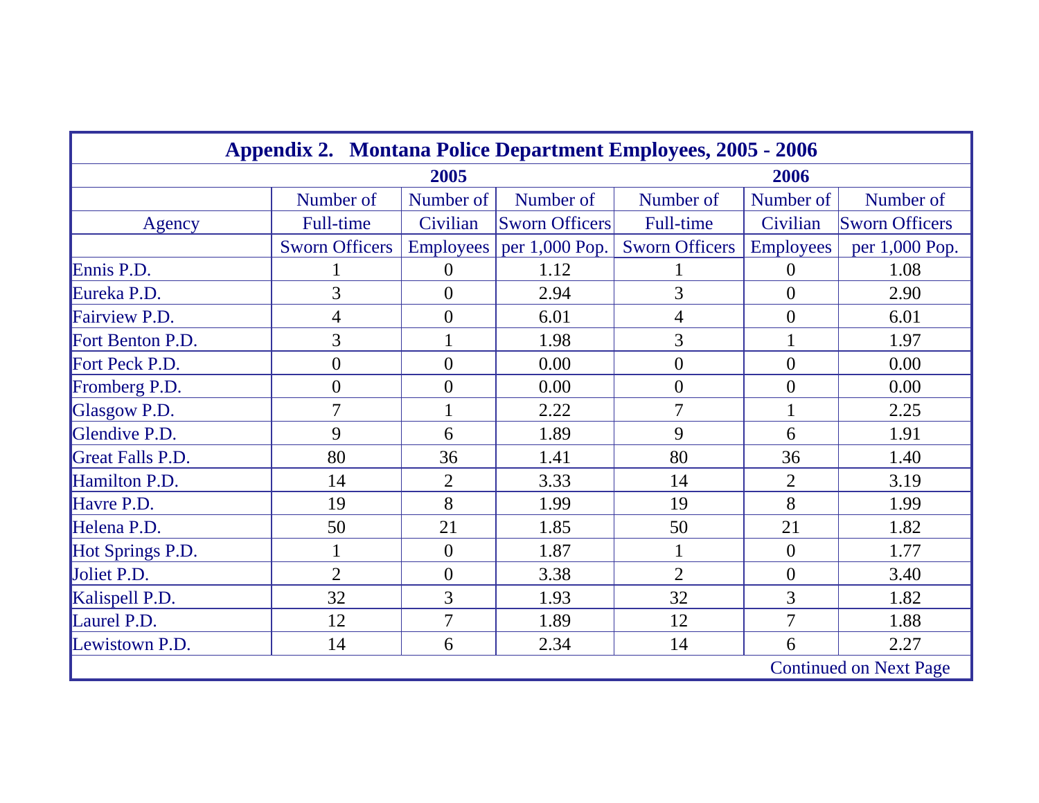## Appendix 2. Montana Police Department Employees, 2005 - 2006

| Agency | 2005 Number of Full-time Sworn Officers | 2005 Number of Civilian Employees | 2005 Number of Sworn Officers per 1,000 Pop. | 2006 Number of Full-time Sworn Officers | 2006 Number of Civilian Employees | 2006 Number of Sworn Officers per 1,000 Pop. |
|---|---|---|---|---|---|---|
| Ennis P.D. | 1 | 0 | 1.12 | 1 | 0 | 1.08 |
| Eureka P.D. | 3 | 0 | 2.94 | 3 | 0 | 2.90 |
| Fairview P.D. | 4 | 0 | 6.01 | 4 | 0 | 6.01 |
| Fort Benton P.D. | 3 | 1 | 1.98 | 3 | 1 | 1.97 |
| Fort Peck P.D. | 0 | 0 | 0.00 | 0 | 0 | 0.00 |
| Fromberg P.D. | 0 | 0 | 0.00 | 0 | 0 | 0.00 |
| Glasgow P.D. | 7 | 1 | 2.22 | 7 | 1 | 2.25 |
| Glendive P.D. | 9 | 6 | 1.89 | 9 | 6 | 1.91 |
| Great Falls P.D. | 80 | 36 | 1.41 | 80 | 36 | 1.40 |
| Hamilton P.D. | 14 | 2 | 3.33 | 14 | 2 | 3.19 |
| Havre P.D. | 19 | 8 | 1.99 | 19 | 8 | 1.99 |
| Helena P.D. | 50 | 21 | 1.85 | 50 | 21 | 1.82 |
| Hot Springs P.D. | 1 | 0 | 1.87 | 1 | 0 | 1.77 |
| Joliet P.D. | 2 | 0 | 3.38 | 2 | 0 | 3.40 |
| Kalispell P.D. | 32 | 3 | 1.93 | 32 | 3 | 1.82 |
| Laurel P.D. | 12 | 7 | 1.89 | 12 | 7 | 1.88 |
| Lewistown P.D. | 14 | 6 | 2.34 | 14 | 6 | 2.27 |

Continued on Next Page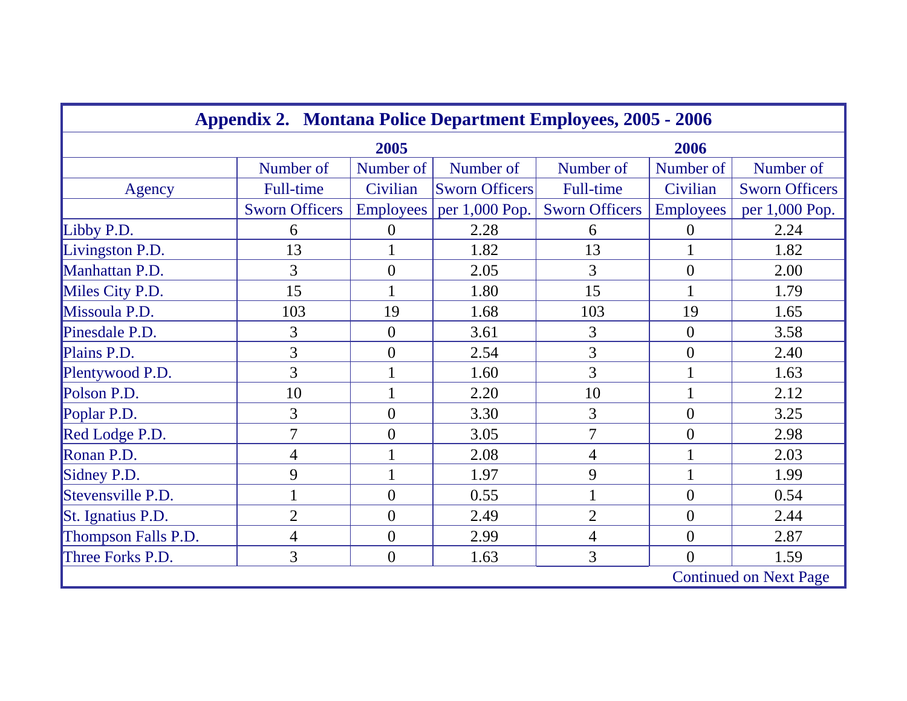## Appendix 2. Montana Police Department Employees, 2005 - 2006

| | 2005 | | | 2006 | | |
|---|---|---|---|---|---|---|
| Agency | Number of Full-time Sworn Officers | Number of Civilian Employees | Number of Sworn Officers per 1,000 Pop. | Number of Full-time Sworn Officers | Number of Civilian Employees | Number of Sworn Officers per 1,000 Pop. |
| Libby P.D. | 6 | 0 | 2.28 | 6 | 0 | 2.24 |
| Livingston P.D. | 13 | 1 | 1.82 | 13 | 1 | 1.82 |
| Manhattan P.D. | 3 | 0 | 2.05 | 3 | 0 | 2.00 |
| Miles City P.D. | 15 | 1 | 1.80 | 15 | 1 | 1.79 |
| Missoula P.D. | 103 | 19 | 1.68 | 103 | 19 | 1.65 |
| Pinesdale P.D. | 3 | 0 | 3.61 | 3 | 0 | 3.58 |
| Plains P.D. | 3 | 0 | 2.54 | 3 | 0 | 2.40 |
| Plentywood P.D. | 3 | 1 | 1.60 | 3 | 1 | 1.63 |
| Polson P.D. | 10 | 1 | 2.20 | 10 | 1 | 2.12 |
| Poplar P.D. | 3 | 0 | 3.30 | 3 | 0 | 3.25 |
| Red Lodge P.D. | 7 | 0 | 3.05 | 7 | 0 | 2.98 |
| Ronan P.D. | 4 | 1 | 2.08 | 4 | 1 | 2.03 |
| Sidney P.D. | 9 | 1 | 1.97 | 9 | 1 | 1.99 |
| Stevensville P.D. | 1 | 0 | 0.55 | 1 | 0 | 0.54 |
| St. Ignatius P.D. | 2 | 0 | 2.49 | 2 | 0 | 2.44 |
| Thompson Falls P.D. | 4 | 0 | 2.99 | 4 | 0 | 2.87 |
| Three Forks P.D. | 3 | 0 | 1.63 | 3 | 0 | 1.59 |

Continued on Next Page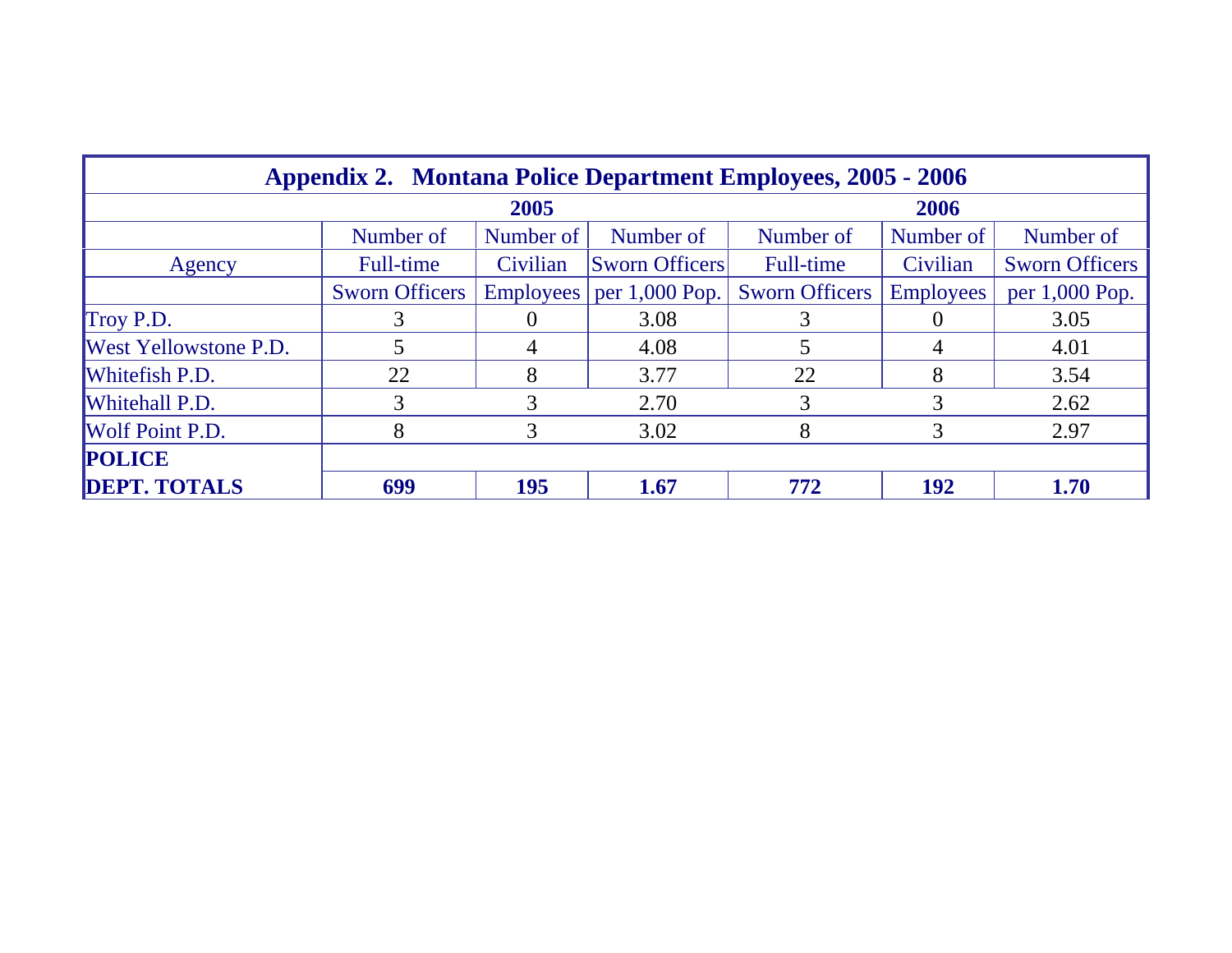| Appendix 2. Montana Police Department Employees, 2005 - 2006 | | | | | | |
|---|---|---|---|---|---|---|
| | 2005 | | | 2006 | | |
| Agency | Number of Full-time Sworn Officers | Number of Civilian Employees | Number of Sworn Officers per 1,000 Pop. | Number of Full-time Sworn Officers | Number of Civilian Employees | Number of Sworn Officers per 1,000 Pop. |
| Troy P.D. | 3 | 0 | 3.08 | 3 | 0 | 3.05 |
| West Yellowstone P.D. | 5 | 4 | 4.08 | 5 | 4 | 4.01 |
| Whitefish P.D. | 22 | 8 | 3.77 | 22 | 8 | 3.54 |
| Whitehall P.D. | 3 | 3 | 2.70 | 3 | 3 | 2.62 |
| Wolf Point P.D. | 8 | 3 | 3.02 | 8 | 3 | 2.97 |
| **POLICE DEPT. TOTALS** | **699** | **195** | **1.67** | **772** | **192** | **1.70** |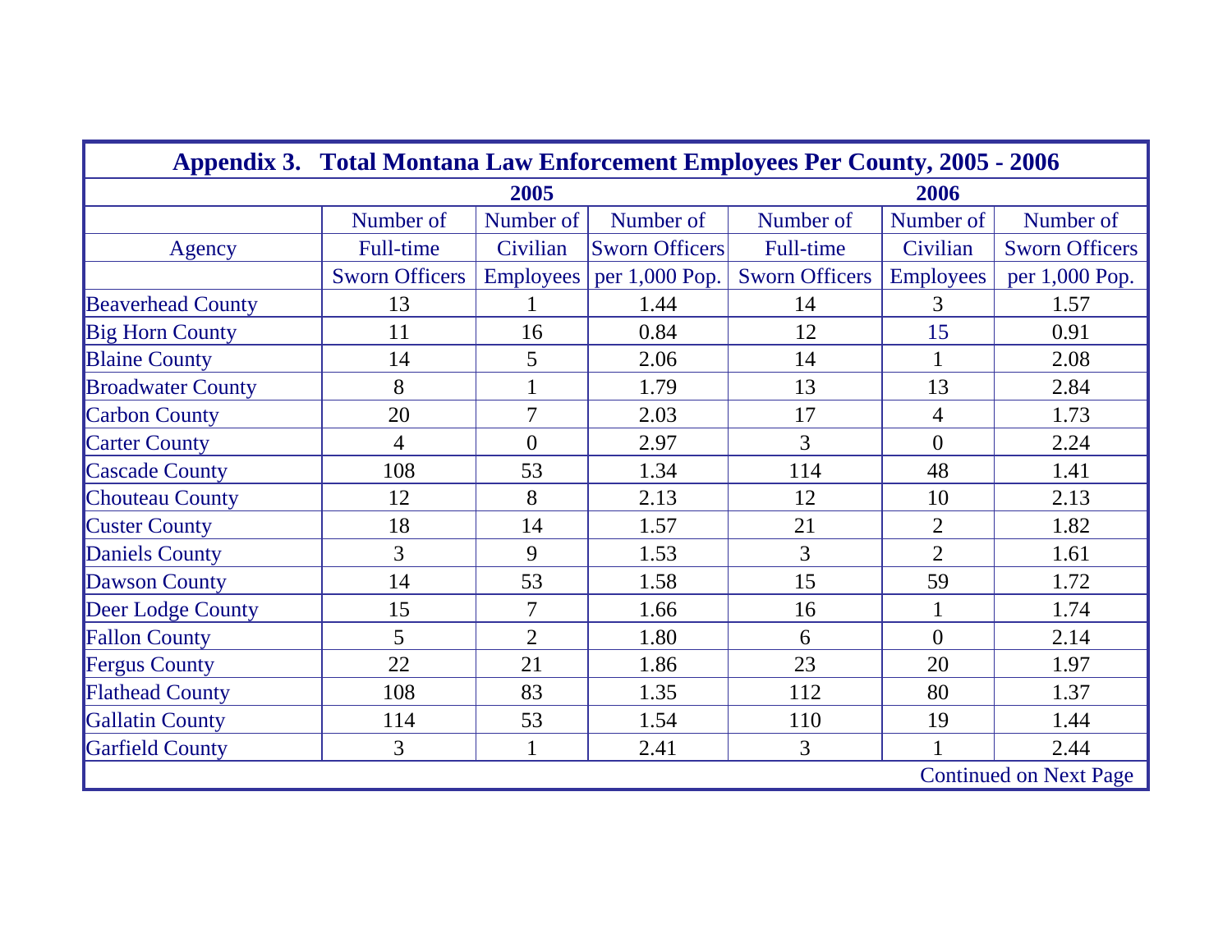## Appendix 3. Total Montana Law Enforcement Employees Per County, 2005 - 2006

| Agency | 2005 Number of Full-time Sworn Officers | 2005 Number of Civilian Employees | 2005 Number of Sworn Officers per 1,000 Pop. | 2006 Number of Full-time Sworn Officers | 2006 Number of Civilian Employees | 2006 Number of Sworn Officers per 1,000 Pop. |
|---|---|---|---|---|---|---|
| Beaverhead County | 13 | 1 | 1.44 | 14 | 3 | 1.57 |
| Big Horn County | 11 | 16 | 0.84 | 12 | 15 | 0.91 |
| Blaine County | 14 | 5 | 2.06 | 14 | 1 | 2.08 |
| Broadwater County | 8 | 1 | 1.79 | 13 | 13 | 2.84 |
| Carbon County | 20 | 7 | 2.03 | 17 | 4 | 1.73 |
| Carter County | 4 | 0 | 2.97 | 3 | 0 | 2.24 |
| Cascade County | 108 | 53 | 1.34 | 114 | 48 | 1.41 |
| Chouteau County | 12 | 8 | 2.13 | 12 | 10 | 2.13 |
| Custer County | 18 | 14 | 1.57 | 21 | 2 | 1.82 |
| Daniels County | 3 | 9 | 1.53 | 3 | 2 | 1.61 |
| Dawson County | 14 | 53 | 1.58 | 15 | 59 | 1.72 |
| Deer Lodge County | 15 | 7 | 1.66 | 16 | 1 | 1.74 |
| Fallon County | 5 | 2 | 1.80 | 6 | 0 | 2.14 |
| Fergus County | 22 | 21 | 1.86 | 23 | 20 | 1.97 |
| Flathead County | 108 | 83 | 1.35 | 112 | 80 | 1.37 |
| Gallatin County | 114 | 53 | 1.54 | 110 | 19 | 1.44 |
| Garfield County | 3 | 1 | 2.41 | 3 | 1 | 2.44 |

Continued on Next Page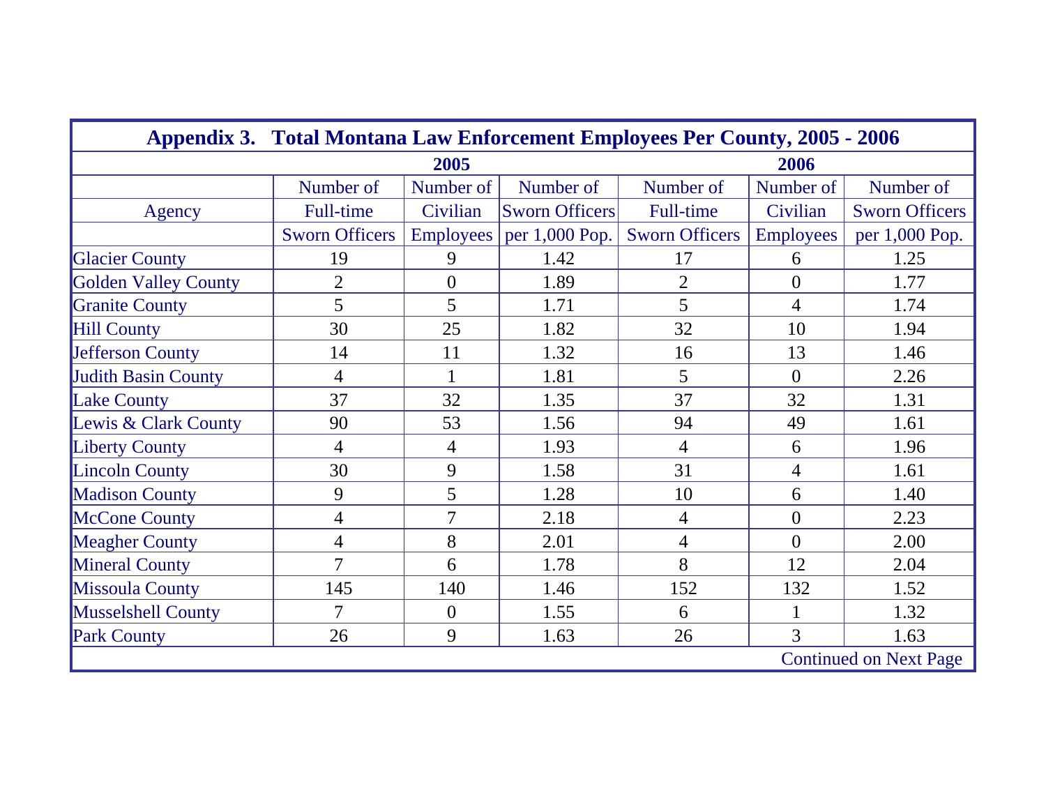## Appendix 3. Total Montana Law Enforcement Employees Per County, 2005 - 2006

| | 2005 | | | 2006 | | |
|---|---|---|---|---|---|---|
| Agency | Number of Full-time Sworn Officers | Number of Civilian Employees | Number of Sworn Officers per 1,000 Pop. | Number of Full-time Sworn Officers | Number of Civilian Employees | Number of Sworn Officers per 1,000 Pop. |
| Glacier County | 19 | 9 | 1.42 | 17 | 6 | 1.25 |
| Golden Valley County | 2 | 0 | 1.89 | 2 | 0 | 1.77 |
| Granite County | 5 | 5 | 1.71 | 5 | 4 | 1.74 |
| Hill County | 30 | 25 | 1.82 | 32 | 10 | 1.94 |
| Jefferson County | 14 | 11 | 1.32 | 16 | 13 | 1.46 |
| Judith Basin County | 4 | 1 | 1.81 | 5 | 0 | 2.26 |
| Lake County | 37 | 32 | 1.35 | 37 | 32 | 1.31 |
| Lewis & Clark County | 90 | 53 | 1.56 | 94 | 49 | 1.61 |
| Liberty County | 4 | 4 | 1.93 | 4 | 6 | 1.96 |
| Lincoln County | 30 | 9 | 1.58 | 31 | 4 | 1.61 |
| Madison County | 9 | 5 | 1.28 | 10 | 6 | 1.40 |
| McCone County | 4 | 7 | 2.18 | 4 | 0 | 2.23 |
| Meagher County | 4 | 8 | 2.01 | 4 | 0 | 2.00 |
| Mineral County | 7 | 6 | 1.78 | 8 | 12 | 2.04 |
| Missoula County | 145 | 140 | 1.46 | 152 | 132 | 1.52 |
| Musselshell County | 7 | 0 | 1.55 | 6 | 1 | 1.32 |
| Park County | 26 | 9 | 1.63 | 26 | 3 | 1.63 |

Continued on Next Page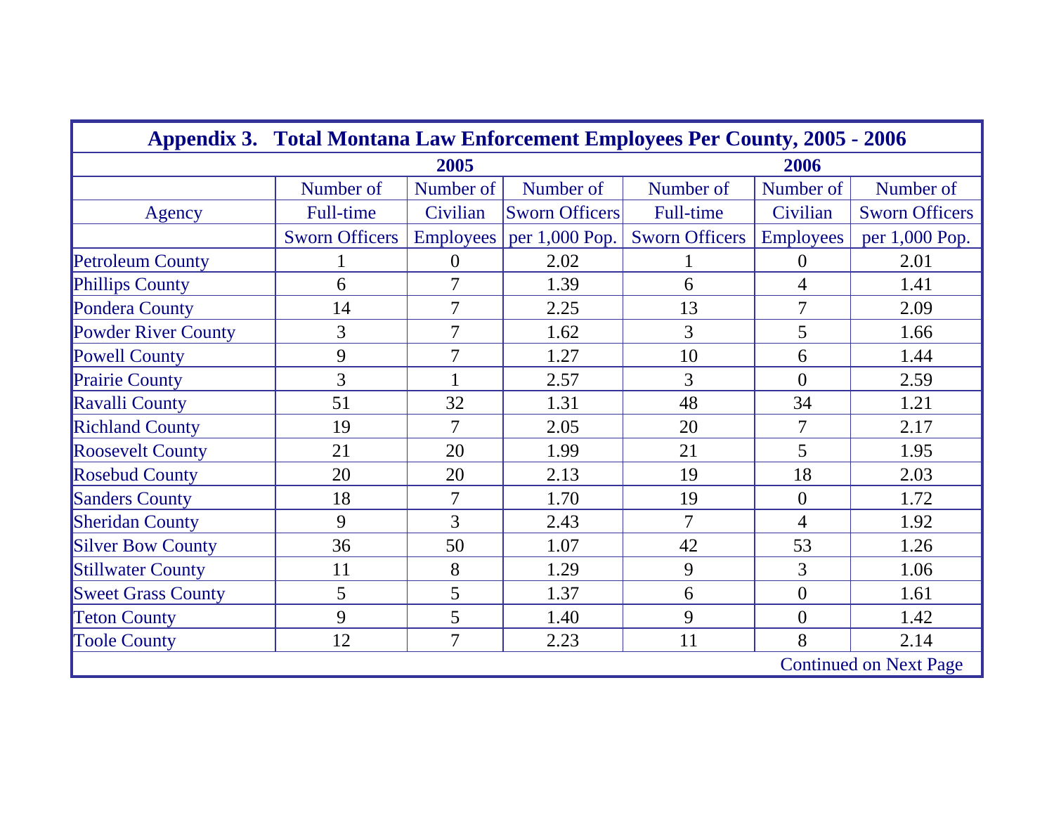## Appendix 3. Total Montana Law Enforcement Employees Per County, 2005 - 2006

| | 2005 | | | 2006 | | |
|---|---|---|---|---|---|---|
| Agency | Number of Full-time Sworn Officers | Number of Civilian Employees | Number of Sworn Officers per 1,000 Pop. | Number of Full-time Sworn Officers | Number of Civilian Employees | Number of Sworn Officers per 1,000 Pop. |
| Petroleum County | 1 | 0 | 2.02 | 1 | 0 | 2.01 |
| Phillips County | 6 | 7 | 1.39 | 6 | 4 | 1.41 |
| Pondera County | 14 | 7 | 2.25 | 13 | 7 | 2.09 |
| Powder River County | 3 | 7 | 1.62 | 3 | 5 | 1.66 |
| Powell County | 9 | 7 | 1.27 | 10 | 6 | 1.44 |
| Prairie County | 3 | 1 | 2.57 | 3 | 0 | 2.59 |
| Ravalli County | 51 | 32 | 1.31 | 48 | 34 | 1.21 |
| Richland County | 19 | 7 | 2.05 | 20 | 7 | 2.17 |
| Roosevelt County | 21 | 20 | 1.99 | 21 | 5 | 1.95 |
| Rosebud County | 20 | 20 | 2.13 | 19 | 18 | 2.03 |
| Sanders County | 18 | 7 | 1.70 | 19 | 0 | 1.72 |
| Sheridan County | 9 | 3 | 2.43 | 7 | 4 | 1.92 |
| Silver Bow County | 36 | 50 | 1.07 | 42 | 53 | 1.26 |
| Stillwater County | 11 | 8 | 1.29 | 9 | 3 | 1.06 |
| Sweet Grass County | 5 | 5 | 1.37 | 6 | 0 | 1.61 |
| Teton County | 9 | 5 | 1.40 | 9 | 0 | 1.42 |
| Toole County | 12 | 7 | 2.23 | 11 | 8 | 2.14 |

Continued on Next Page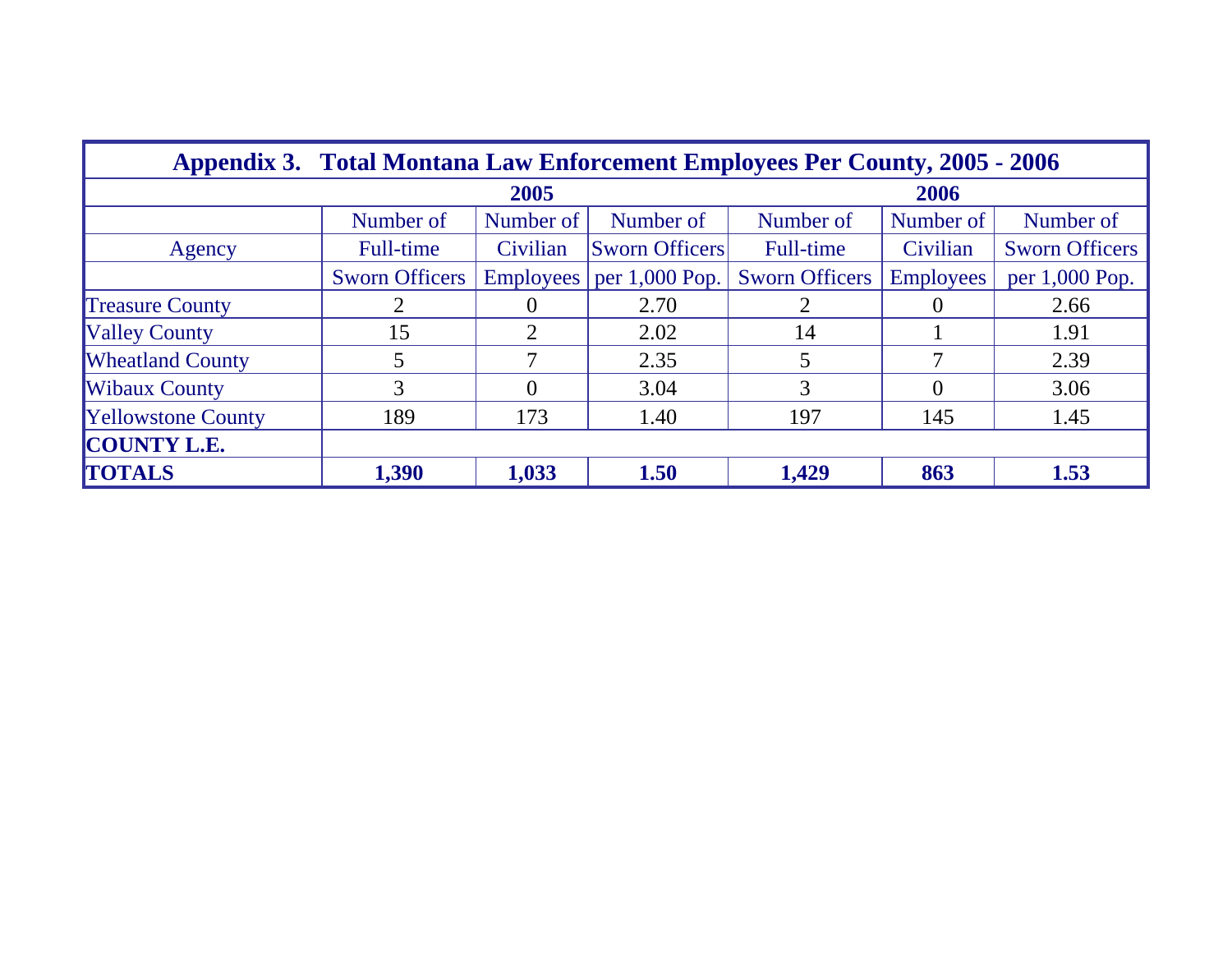## Appendix 3. Total Montana Law Enforcement Employees Per County, 2005 - 2006

| | 2005 | | | 2006 | | |
|---|---|---|---|---|---|---|
| Agency | Number of Full-time Sworn Officers | Number of Civilian Employees | Number of Sworn Officers per 1,000 Pop. | Number of Full-time Sworn Officers | Number of Civilian Employees | Number of Sworn Officers per 1,000 Pop. |
| Treasure County | 2 | 0 | 2.70 | 2 | 0 | 2.66 |
| Valley County | 15 | 2 | 2.02 | 14 | 1 | 1.91 |
| Wheatland County | 5 | 7 | 2.35 | 5 | 7 | 2.39 |
| Wibaux County | 3 | 0 | 3.04 | 3 | 0 | 3.06 |
| Yellowstone County | 189 | 173 | 1.40 | 197 | 145 | 1.45 |
| **COUNTY L.E. TOTALS** | **1,390** | **1,033** | **1.50** | **1,429** | **863** | **1.53** |